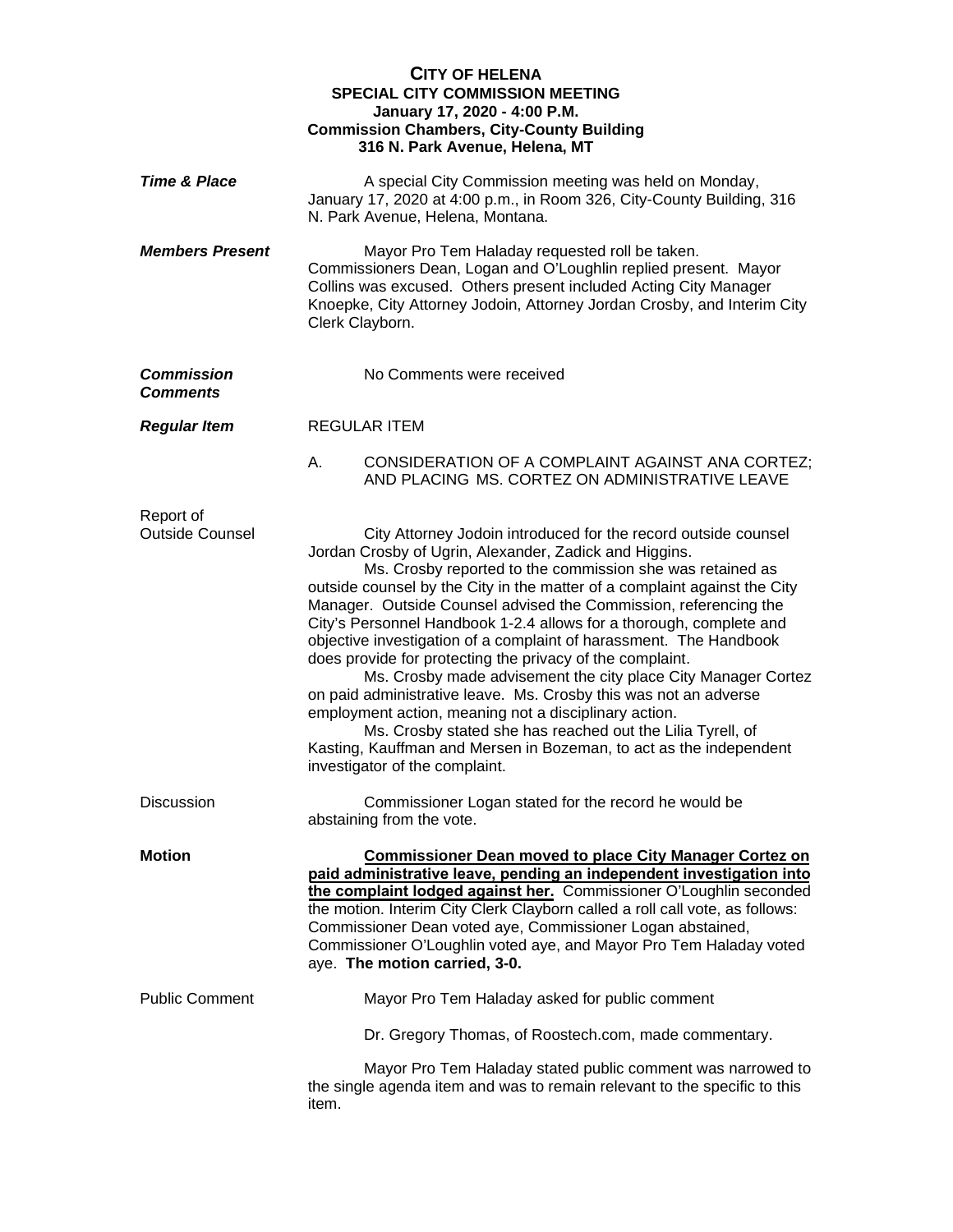**CITY OF HELENA**
**SPECIAL CITY COMMISSION MEETING**
**January 17, 2020 - 4:00 P.M.**
**Commission Chambers, City-County Building**
**316 N. Park Avenue, Helena, MT**

***Time & Place***

A special City Commission meeting was held on Monday, January 17, 2020 at 4:00 p.m., in Room 326, City-County Building, 316 N. Park Avenue, Helena, Montana.

***Members Present***

Mayor Pro Tem Haladay requested roll be taken. Commissioners Dean, Logan and O'Loughlin replied present. Mayor Collins was excused. Others present included Acting City Manager Knoepke, City Attorney Jodoin, Attorney Jordan Crosby, and Interim City Clerk Clayborn.

***Commission Comments***

No Comments were received

***Regular Item***

REGULAR ITEM

A. CONSIDERATION OF A COMPLAINT AGAINST ANA CORTEZ; AND PLACING MS. CORTEZ ON ADMINISTRATIVE LEAVE

Report of Outside Counsel

City Attorney Jodoin introduced for the record outside counsel Jordan Crosby of Ugrin, Alexander, Zadick and Higgins.

Ms. Crosby reported to the commission she was retained as outside counsel by the City in the matter of a complaint against the City Manager. Outside Counsel advised the Commission, referencing the City's Personnel Handbook 1-2.4 allows for a thorough, complete and objective investigation of a complaint of harassment. The Handbook does provide for protecting the privacy of the complaint.

Ms. Crosby made advisement the city place City Manager Cortez on paid administrative leave. Ms. Crosby this was not an adverse employment action, meaning not a disciplinary action.

Ms. Crosby stated she has reached out the Lilia Tyrell, of Kasting, Kauffman and Mersen in Bozeman, to act as the independent investigator of the complaint.

Discussion

Commissioner Logan stated for the record he would be abstaining from the vote.

**Motion**

**Commissioner Dean moved to place City Manager Cortez on paid administrative leave, pending an independent investigation into the complaint lodged against her.** Commissioner O'Loughlin seconded the motion. Interim City Clerk Clayborn called a roll call vote, as follows: Commissioner Dean voted aye, Commissioner Logan abstained, Commissioner O'Loughlin voted aye, and Mayor Pro Tem Haladay voted aye. **The motion carried, 3-0.**

Public Comment

Mayor Pro Tem Haladay asked for public comment

Dr. Gregory Thomas, of Roostech.com, made commentary.

Mayor Pro Tem Haladay stated public comment was narrowed to the single agenda item and was to remain relevant to the specific to this item.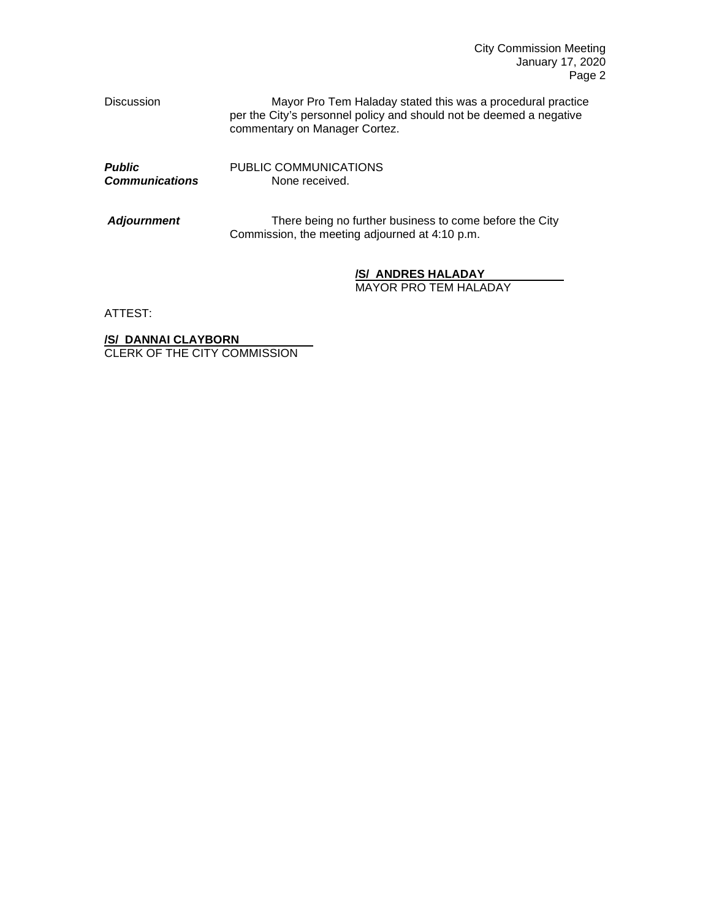Discussion

Mayor Pro Tem Haladay stated this was a procedural practice per the City's personnel policy and should not be deemed a negative commentary on Manager Cortez.

***Public Communications***

PUBLIC COMMUNICATIONS

None received.

***Adjournment***

There being no further business to come before the City Commission, the meeting adjourned at 4:10 p.m.

**/S/ ANDRES HALADAY**
MAYOR PRO TEM HALADAY

ATTEST:

**/S/ DANNAI CLAYBORN**
CLERK OF THE CITY COMMISSION